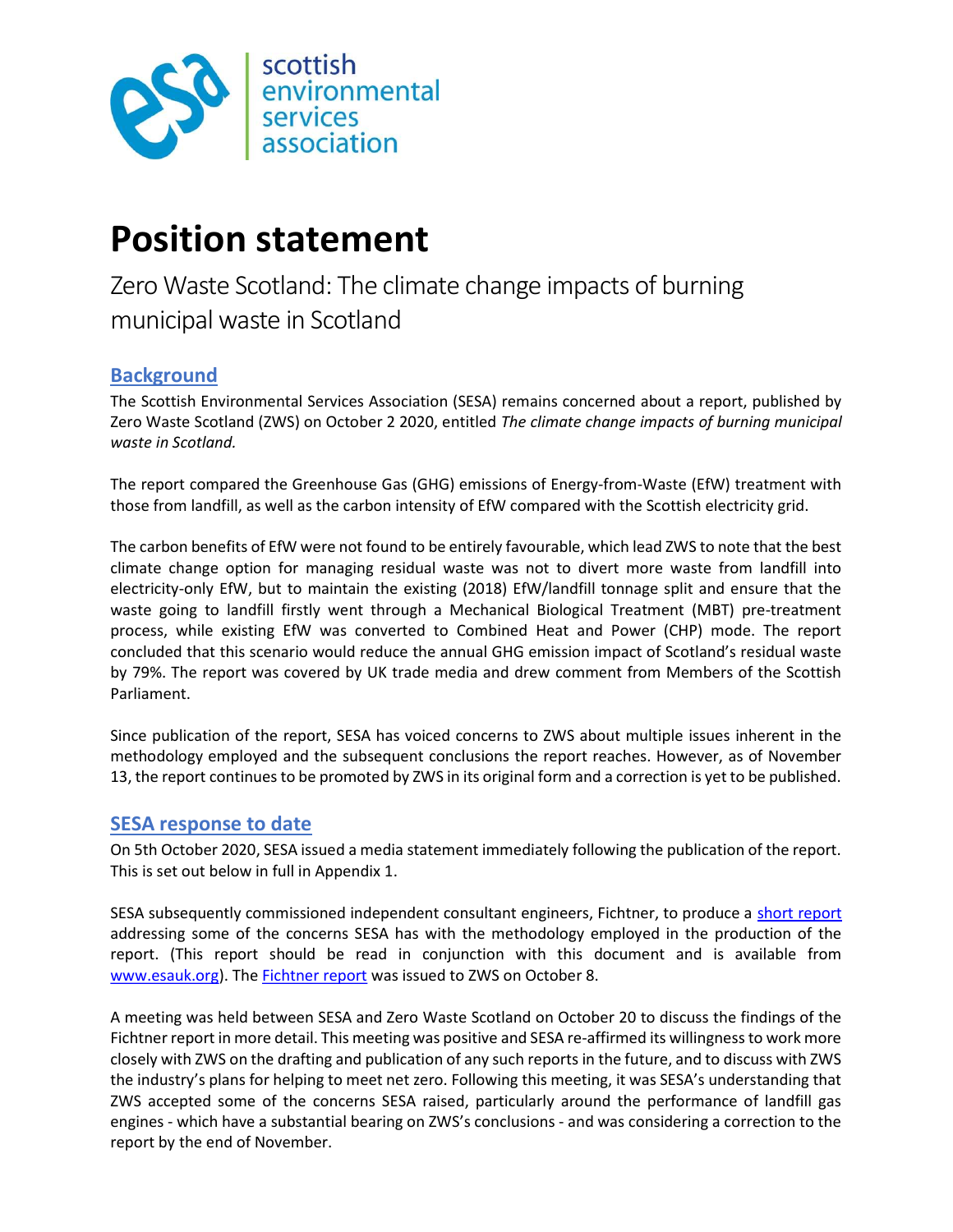scottish environmental services association

# Position statement

Zero Waste Scotland: The climate change impacts of burning municipal waste in Scotland

## Background

The Scottish Environmental Services Association (SESA) remains concerned about a report, published by Zero Waste Scotland (ZWS) on October 2 2020, entitled *The climate change impacts of burning municipal waste in Scotland.*

The report compared the Greenhouse Gas (GHG) emissions of Energy-from-Waste (EfW) treatment with those from landfill, as well as the carbon intensity of EfW compared with the Scottish electricity grid.

The carbon benefits of EfW were not found to be entirely favourable, which lead ZWS to note that the best climate change option for managing residual waste was not to divert more waste from landfill into electricity-only EfW, but to maintain the existing (2018) EfW/landfill tonnage split and ensure that the waste going to landfill firstly went through a Mechanical Biological Treatment (MBT) pre-treatment process, while existing EfW was converted to Combined Heat and Power (CHP) mode. The report concluded that this scenario would reduce the annual GHG emission impact of Scotland's residual waste by 79%. The report was covered by UK trade media and drew comment from Members of the Scottish Parliament.

Since publication of the report, SESA has voiced concerns to ZWS about multiple issues inherent in the methodology employed and the subsequent conclusions the report reaches. However, as of November 13, the report continues to be promoted by ZWS in its original form and a correction is yet to be published.

## SESA response to date

On 5th October 2020, SESA issued a media statement immediately following the publication of the report. This is set out below in full in Appendix 1.

SESA subsequently commissioned independent consultant engineers, Fichtner, to produce a short report addressing some of the concerns SESA has with the methodology employed in the production of the report. (This report should be read in conjunction with this document and is available from www.esauk.org). The Fichtner report was issued to ZWS on October 8.

A meeting was held between SESA and Zero Waste Scotland on October 20 to discuss the findings of the Fichtner report in more detail. This meeting was positive and SESA re-affirmed its willingness to work more closely with ZWS on the drafting and publication of any such reports in the future, and to discuss with ZWS the industry's plans for helping to meet net zero. Following this meeting, it was SESA's understanding that ZWS accepted some of the concerns SESA raised, particularly around the performance of landfill gas engines - which have a substantial bearing on ZWS's conclusions - and was considering a correction to the report by the end of November.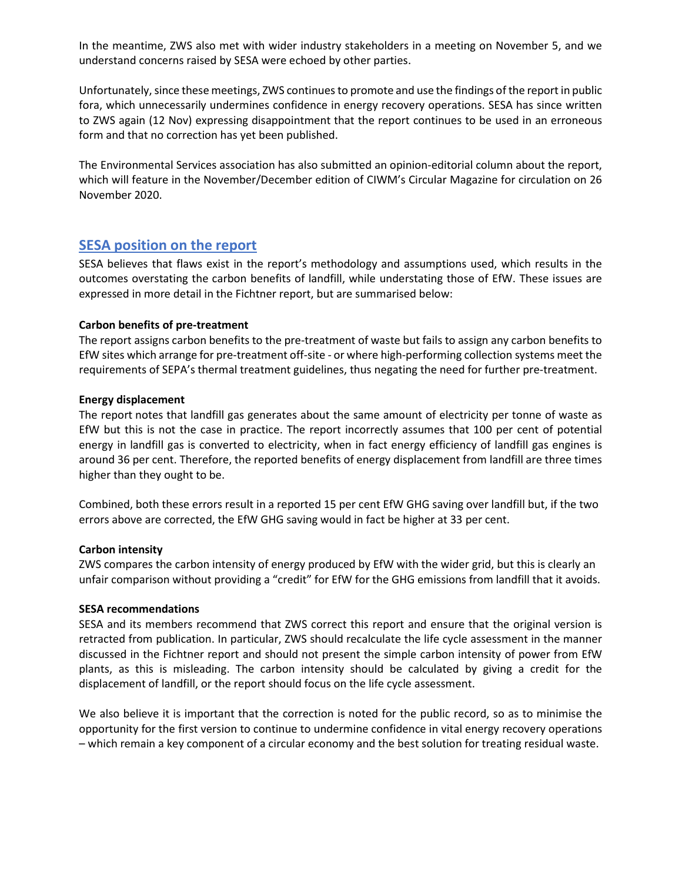In the meantime, ZWS also met with wider industry stakeholders in a meeting on November 5, and we understand concerns raised by SESA were echoed by other parties.

Unfortunately, since these meetings, ZWS continues to promote and use the findings of the report in public fora, which unnecessarily undermines confidence in energy recovery operations. SESA has since written to ZWS again (12 Nov) expressing disappointment that the report continues to be used in an erroneous form and that no correction has yet been published.

The Environmental Services association has also submitted an opinion-editorial column about the report, which will feature in the November/December edition of CIWM's Circular Magazine for circulation on 26 November 2020.

## SESA position on the report

SESA believes that flaws exist in the report's methodology and assumptions used, which results in the outcomes overstating the carbon benefits of landfill, while understating those of EfW. These issues are expressed in more detail in the Fichtner report, but are summarised below:

**Carbon benefits of pre-treatment**

The report assigns carbon benefits to the pre-treatment of waste but fails to assign any carbon benefits to EfW sites which arrange for pre-treatment off-site - or where high-performing collection systems meet the requirements of SEPA's thermal treatment guidelines, thus negating the need for further pre-treatment.

**Energy displacement**

The report notes that landfill gas generates about the same amount of electricity per tonne of waste as EfW but this is not the case in practice. The report incorrectly assumes that 100 per cent of potential energy in landfill gas is converted to electricity, when in fact energy efficiency of landfill gas engines is around 36 per cent. Therefore, the reported benefits of energy displacement from landfill are three times higher than they ought to be.

Combined, both these errors result in a reported 15 per cent EfW GHG saving over landfill but, if the two errors above are corrected, the EfW GHG saving would in fact be higher at 33 per cent.

**Carbon intensity**

ZWS compares the carbon intensity of energy produced by EfW with the wider grid, but this is clearly an unfair comparison without providing a "credit" for EfW for the GHG emissions from landfill that it avoids.

**SESA recommendations**

SESA and its members recommend that ZWS correct this report and ensure that the original version is retracted from publication. In particular, ZWS should recalculate the life cycle assessment in the manner discussed in the Fichtner report and should not present the simple carbon intensity of power from EfW plants, as this is misleading. The carbon intensity should be calculated by giving a credit for the displacement of landfill, or the report should focus on the life cycle assessment.

We also believe it is important that the correction is noted for the public record, so as to minimise the opportunity for the first version to continue to undermine confidence in vital energy recovery operations – which remain a key component of a circular economy and the best solution for treating residual waste.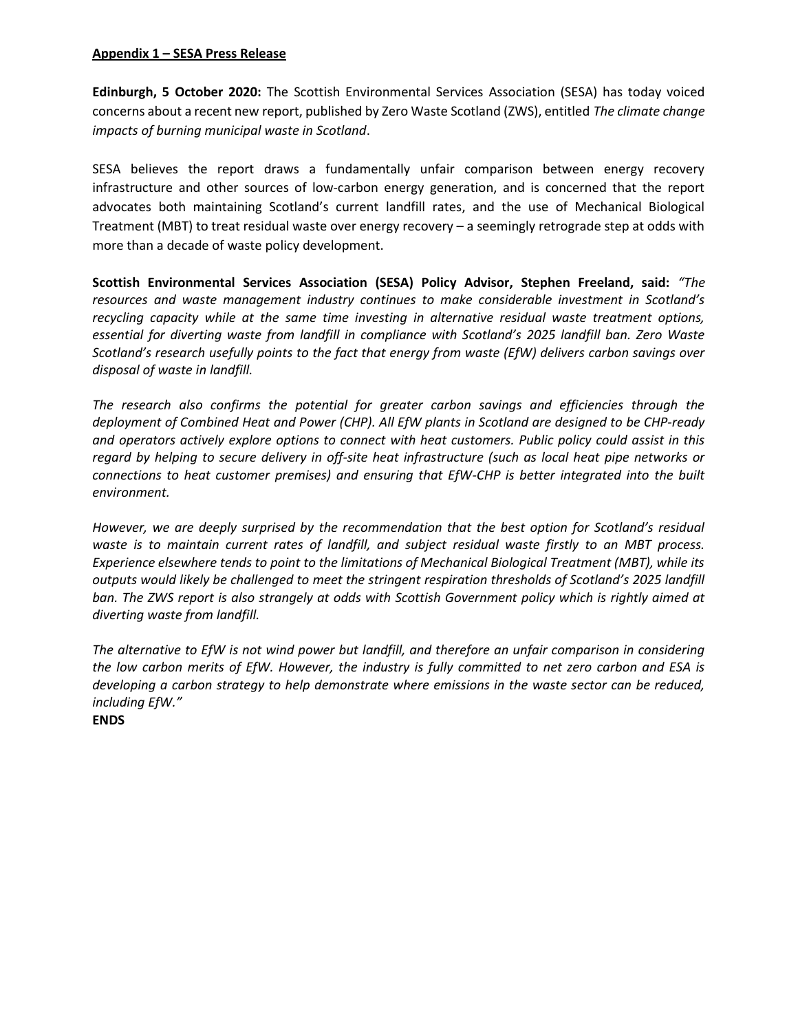**Appendix 1 – SESA Press Release**

**Edinburgh, 5 October 2020:** The Scottish Environmental Services Association (SESA) has today voiced concerns about a recent new report, published by Zero Waste Scotland (ZWS), entitled *The climate change impacts of burning municipal waste in Scotland*.

SESA believes the report draws a fundamentally unfair comparison between energy recovery infrastructure and other sources of low-carbon energy generation, and is concerned that the report advocates both maintaining Scotland's current landfill rates, and the use of Mechanical Biological Treatment (MBT) to treat residual waste over energy recovery – a seemingly retrograde step at odds with more than a decade of waste policy development.

**Scottish Environmental Services Association (SESA) Policy Advisor, Stephen Freeland, said:** *"The resources and waste management industry continues to make considerable investment in Scotland's recycling capacity while at the same time investing in alternative residual waste treatment options, essential for diverting waste from landfill in compliance with Scotland's 2025 landfill ban. Zero Waste Scotland's research usefully points to the fact that energy from waste (EfW) delivers carbon savings over disposal of waste in landfill.*

*The research also confirms the potential for greater carbon savings and efficiencies through the deployment of Combined Heat and Power (CHP). All EfW plants in Scotland are designed to be CHP-ready and operators actively explore options to connect with heat customers. Public policy could assist in this regard by helping to secure delivery in off-site heat infrastructure (such as local heat pipe networks or connections to heat customer premises) and ensuring that EfW-CHP is better integrated into the built environment.*

*However, we are deeply surprised by the recommendation that the best option for Scotland's residual waste is to maintain current rates of landfill, and subject residual waste firstly to an MBT process. Experience elsewhere tends to point to the limitations of Mechanical Biological Treatment (MBT), while its outputs would likely be challenged to meet the stringent respiration thresholds of Scotland's 2025 landfill ban. The ZWS report is also strangely at odds with Scottish Government policy which is rightly aimed at diverting waste from landfill.*

*The alternative to EfW is not wind power but landfill, and therefore an unfair comparison in considering the low carbon merits of EfW. However, the industry is fully committed to net zero carbon and ESA is developing a carbon strategy to help demonstrate where emissions in the waste sector can be reduced, including EfW."*

**ENDS**